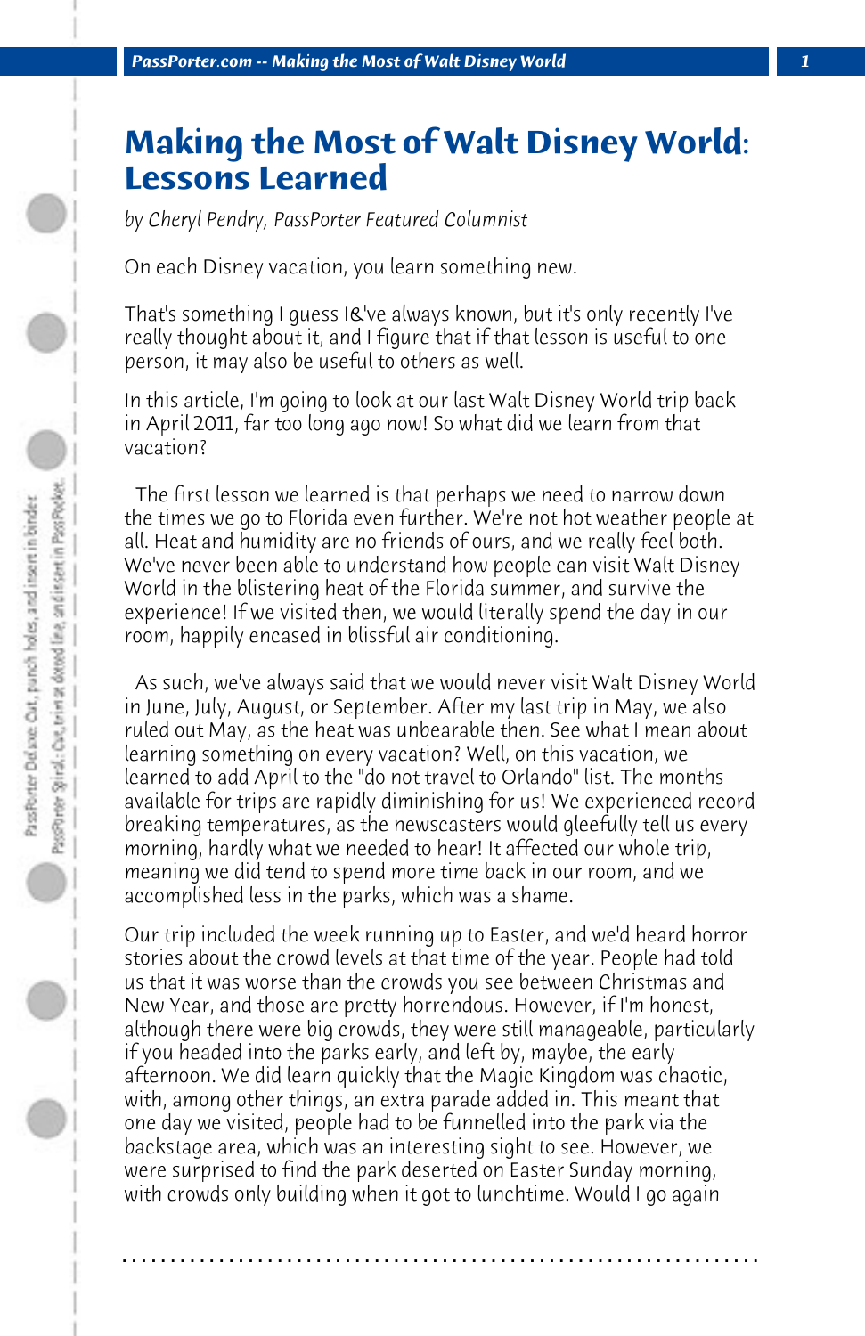# Making the Most of Walt Disney World: Lessons Learned

*by Cheryl Pendry, PassPorter Featured Columnist*

On each Disney vacation, you learn something new.

That's something I guess I&'ve always known, but it's only recently I've really thought about it, and I figure that if that lesson is useful to one person, it may also be useful to others as well.

In this article, I'm going to look at our last Walt Disney World trip back in April 2011, far too long ago now! So what did we learn from that vacation?

The first lesson we learned is that perhaps we need to narrow down the times we go to Florida even further. We're not hot weather people at all. Heat and humidity are no friends of ours, and we really feel both. We've never been able to understand how people can visit Walt Disney World in the blistering heat of the Florida summer, and survive the experience! If we visited then, we would literally spend the day in our room, happily encased in blissful air conditioning.

As such, we've always said that we would never visit Walt Disney World in June, July, August, or September. After my last trip in May, we also ruled out May, as the heat was unbearable then. See what I mean about learning something on every vacation? Well, on this vacation, we learned to add April to the "do not travel to Orlando" list. The months available for trips are rapidly diminishing for us! We experienced record breaking temperatures, as the newscasters would gleefully tell us every morning, hardly what we needed to hear! It affected our whole trip, meaning we did tend to spend more time back in our room, and we accomplished less in the parks, which was a shame.

Our trip included the week running up to Easter, and we'd heard horror stories about the crowd levels at that time of the year. People had told us that it was worse than the crowds you see between Christmas and New Year, and those are pretty horrendous. However, if I'm honest, although there were big crowds, they were still manageable, particularly if you headed into the parks early, and left by, maybe, the early afternoon. We did learn quickly that the Magic Kingdom was chaotic, with, among other things, an extra parade added in. This meant that one day we visited, people had to be funnelled into the park via the backstage area, which was an interesting sight to see. However, we were surprised to find the park deserted on Easter Sunday morning, with crowds only building when it got to lunchtime. Would I go again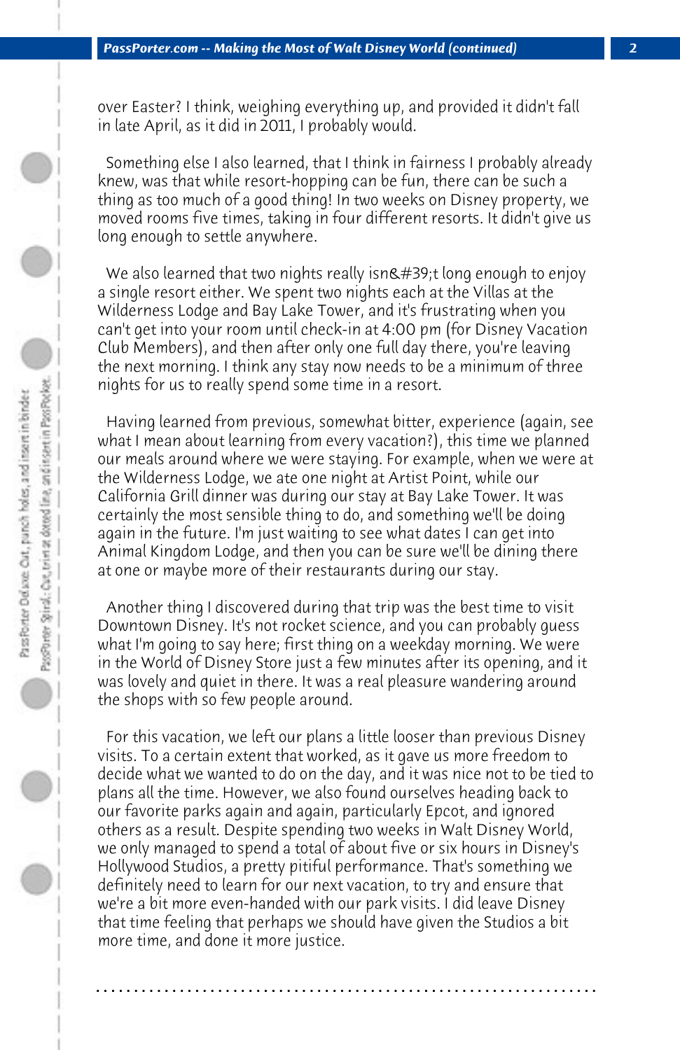over Easter? I think, weighing everything up, and provided it didn't fall in late April, as it did in 2011, I probably would.

Something else I also learned, that I think in fairness I probably already knew, was that while resort-hopping can be fun, there can be such a thing as too much of a good thing! In two weeks on Disney property, we moved rooms five times, taking in four different resorts. It didn't give us long enough to settle anywhere.

We also learned that two nights really isn&#39;t long enough to enjoy a single resort either. We spent two nights each at the Villas at the Wilderness Lodge and Bay Lake Tower, and it's frustrating when you can't get into your room until check-in at 4:00 pm (for Disney Vacation Club Members), and then after only one full day there, you're leaving the next morning. I think any stay now needs to be a minimum of three nights for us to really spend some time in a resort.

Having learned from previous, somewhat bitter, experience (again, see what I mean about learning from every vacation?), this time we planned our meals around where we were staying. For example, when we were at the Wilderness Lodge, we ate one night at Artist Point, while our California Grill dinner was during our stay at Bay Lake Tower. It was certainly the most sensible thing to do, and something we'll be doing again in the future. I'm just waiting to see what dates I can get into Animal Kingdom Lodge, and then you can be sure we'll be dining there at one or maybe more of their restaurants during our stay.

Another thing I discovered during that trip was the best time to visit Downtown Disney. It's not rocket science, and you can probably guess what I'm going to say here; first thing on a weekday morning. We were in the World of Disney Store just a few minutes after its opening, and it was lovely and quiet in there. It was a real pleasure wandering around the shops with so few people around.

For this vacation, we left our plans a little looser than previous Disney visits. To a certain extent that worked, as it gave us more freedom to decide what we wanted to do on the day, and it was nice not to be tied to plans all the time. However, we also found ourselves heading back to our favorite parks again and again, particularly Epcot, and ignored others as a result. Despite spending two weeks in Walt Disney World, we only managed to spend a total of about five or six hours in Disney's Hollywood Studios, a pretty pitiful performance. That's something we definitely need to learn for our next vacation, to try and ensure that we're a bit more even-handed with our park visits. I did leave Disney that time feeling that perhaps we should have given the Studios a bit more time, and done it more justice.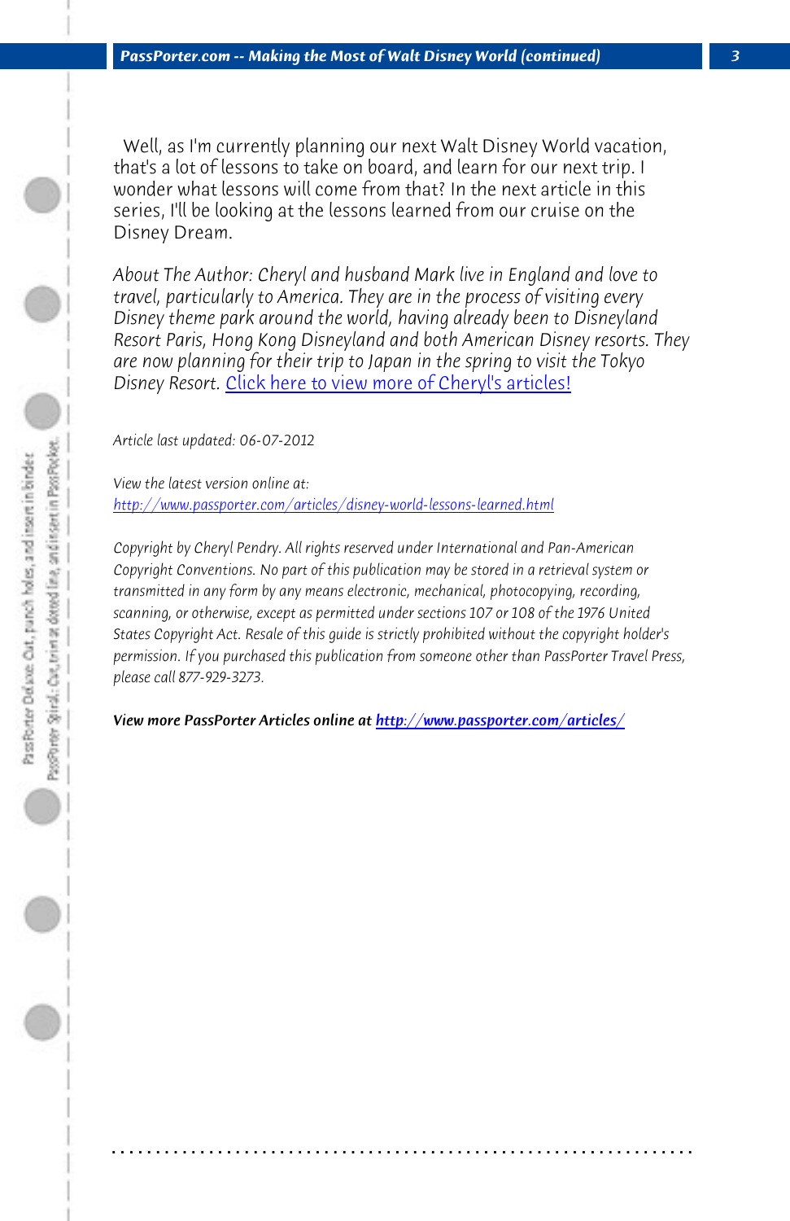Well, as I'm currently planning our next Walt Disney World vacation, that's a lot of lessons to take on board, and learn for our next trip. I wonder what lessons will come from that? In the next article in this series, I'll be looking at the lessons learned from our cruise on the Disney Dream.

*About The Author: Cheryl and husband Mark live in England and love to travel, particularly to America. They are in the process of visiting every Disney theme park around the world, having already been to Disneyland Resort Paris, Hong Kong Disneyland and both American Disney resorts. They are now planning for their trip to Japan in the spring to visit the Tokyo Disney Resort.* [Click here to view more of Cheryl's articles!](#)

*Article last updated: 06-07-2012*

*View the latest version online at:*
*[http://www.passporter.com/articles/disney-world-lessons-learned.html](http://www.passporter.com/articles/disney-world-lessons-learned.html)*

*Copyright by Cheryl Pendry. All rights reserved under International and Pan-American Copyright Conventions. No part of this publication may be stored in a retrieval system or transmitted in any form by any means electronic, mechanical, photocopying, recording, scanning, or otherwise, except as permitted under sections 107 or 108 of the 1976 United States Copyright Act. Resale of this guide is strictly prohibited without the copyright holder's permission. If you purchased this publication from someone other than PassPorter Travel Press, please call 877-929-3273.*

***View more PassPorter Articles online at [http://www.passporter.com/articles/](http://www.passporter.com/articles/)***